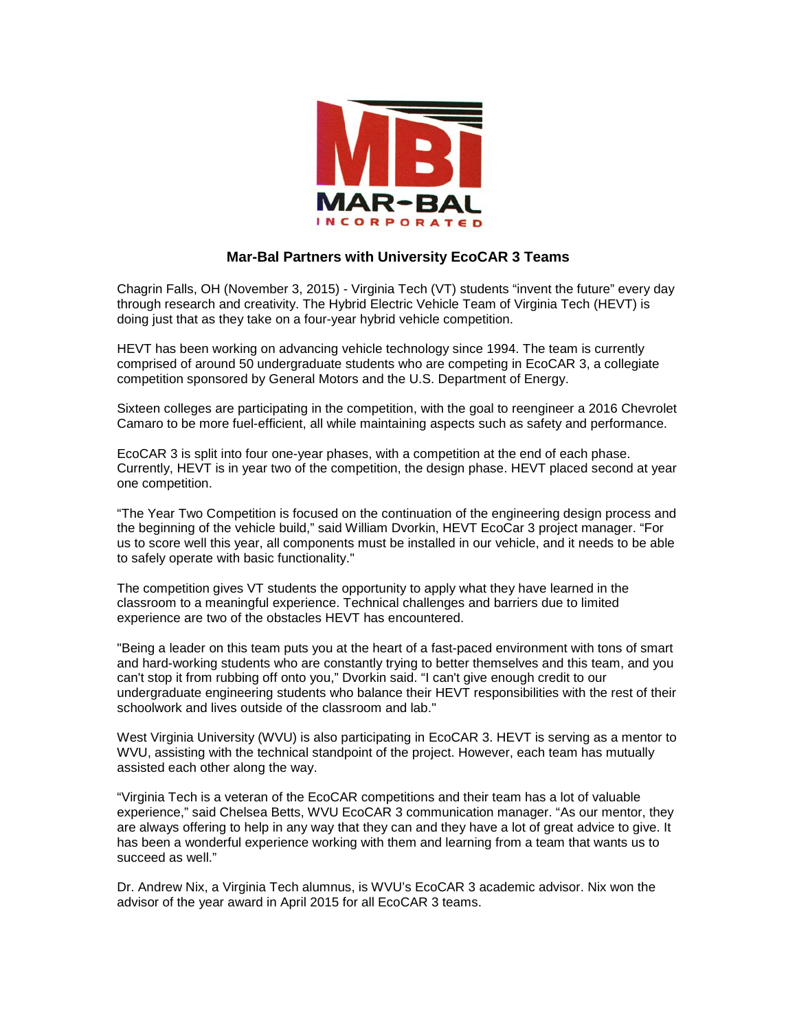MBI

MAR-BAL

INCORPORATED

## Mar-Bal Partners with University EcoCAR 3 Teams

Chagrin Falls, OH (November 3, 2015) - Virginia Tech (VT) students "invent the future" every day through research and creativity. The Hybrid Electric Vehicle Team of Virginia Tech (HEVT) is doing just that as they take on a four-year hybrid vehicle competition.

HEVT has been working on advancing vehicle technology since 1994. The team is currently comprised of around 50 undergraduate students who are competing in EcoCAR 3, a collegiate competition sponsored by General Motors and the U.S. Department of Energy.

Sixteen colleges are participating in the competition, with the goal to reengineer a 2016 Chevrolet Camaro to be more fuel-efficient, all while maintaining aspects such as safety and performance.

EcoCAR 3 is split into four one-year phases, with a competition at the end of each phase. Currently, HEVT is in year two of the competition, the design phase. HEVT placed second at year one competition.

"The Year Two Competition is focused on the continuation of the engineering design process and the beginning of the vehicle build," said William Dvorkin, HEVT EcoCar 3 project manager. "For us to score well this year, all components must be installed in our vehicle, and it needs to be able to safely operate with basic functionality."

The competition gives VT students the opportunity to apply what they have learned in the classroom to a meaningful experience. Technical challenges and barriers due to limited experience are two of the obstacles HEVT has encountered.

"Being a leader on this team puts you at the heart of a fast-paced environment with tons of smart and hard-working students who are constantly trying to better themselves and this team, and you can't stop it from rubbing off onto you," Dvorkin said. "I can't give enough credit to our undergraduate engineering students who balance their HEVT responsibilities with the rest of their schoolwork and lives outside of the classroom and lab."

West Virginia University (WVU) is also participating in EcoCAR 3. HEVT is serving as a mentor to WVU, assisting with the technical standpoint of the project. However, each team has mutually assisted each other along the way.

"Virginia Tech is a veteran of the EcoCAR competitions and their team has a lot of valuable experience," said Chelsea Betts, WVU EcoCAR 3 communication manager. "As our mentor, they are always offering to help in any way that they can and they have a lot of great advice to give. It has been a wonderful experience working with them and learning from a team that wants us to succeed as well."

Dr. Andrew Nix, a Virginia Tech alumnus, is WVU's EcoCAR 3 academic advisor. Nix won the advisor of the year award in April 2015 for all EcoCAR 3 teams.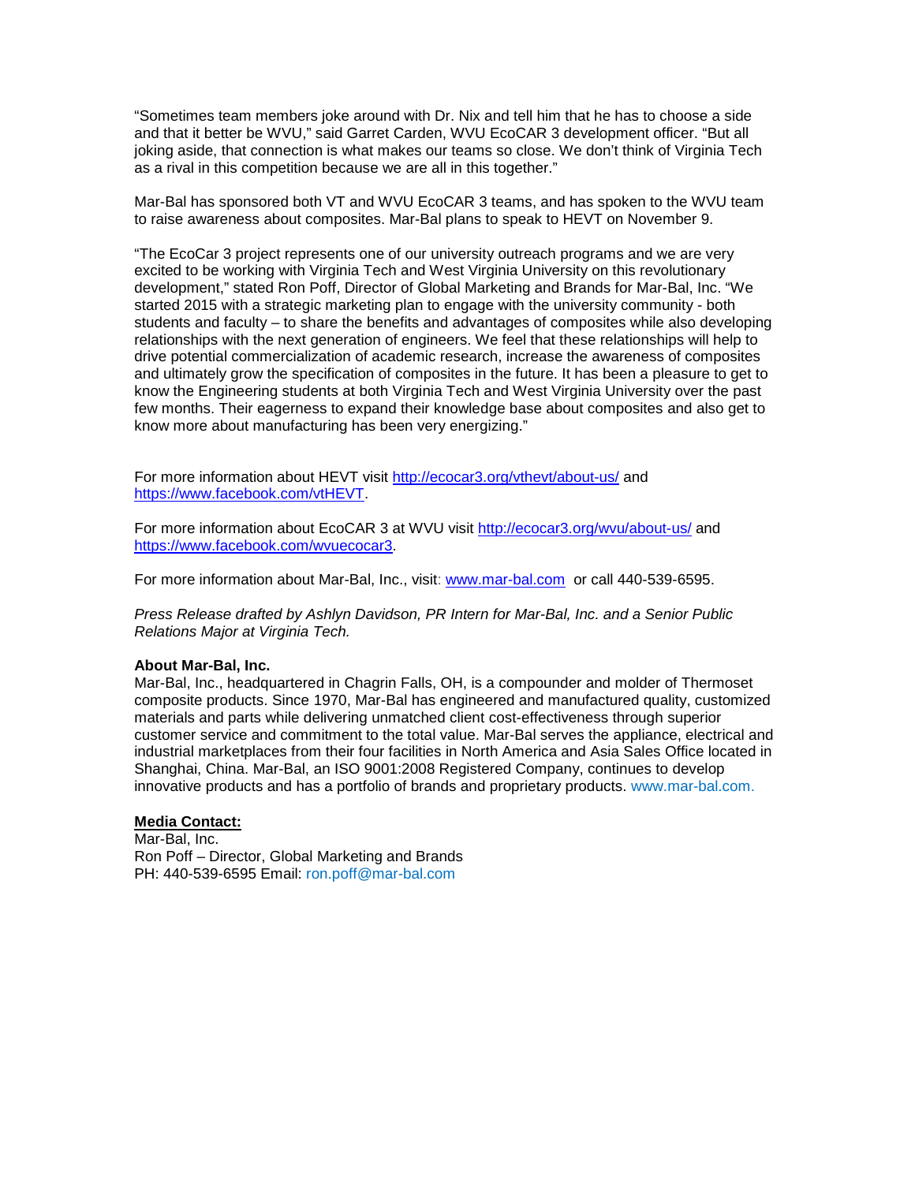"Sometimes team members joke around with Dr. Nix and tell him that he has to choose a side and that it better be WVU," said Garret Carden, WVU EcoCAR 3 development officer. "But all joking aside, that connection is what makes our teams so close. We don't think of Virginia Tech as a rival in this competition because we are all in this together."

Mar-Bal has sponsored both VT and WVU EcoCAR 3 teams, and has spoken to the WVU team to raise awareness about composites. Mar-Bal plans to speak to HEVT on November 9.

"The EcoCar 3 project represents one of our university outreach programs and we are very excited to be working with Virginia Tech and West Virginia University on this revolutionary development," stated Ron Poff, Director of Global Marketing and Brands for Mar-Bal, Inc. "We started 2015 with a strategic marketing plan to engage with the university community - both students and faculty – to share the benefits and advantages of composites while also developing relationships with the next generation of engineers. We feel that these relationships will help to drive potential commercialization of academic research, increase the awareness of composites and ultimately grow the specification of composites in the future. It has been a pleasure to get to know the Engineering students at both Virginia Tech and West Virginia University over the past few months. Their eagerness to expand their knowledge base about composites and also get to know more about manufacturing has been very energizing."

For more information about HEVT visit http://ecocar3.org/vthevt/about-us/ and https://www.facebook.com/vtHEVT.

For more information about EcoCAR 3 at WVU visit http://ecocar3.org/wvu/about-us/ and https://www.facebook.com/wvuecocar3.

For more information about Mar-Bal, Inc., visit: www.mar-bal.com or call 440-539-6595.

*Press Release drafted by Ashlyn Davidson, PR Intern for Mar-Bal, Inc. and a Senior Public Relations Major at Virginia Tech.*

**About Mar-Bal, Inc.**
Mar-Bal, Inc., headquartered in Chagrin Falls, OH, is a compounder and molder of Thermoset composite products. Since 1970, Mar-Bal has engineered and manufactured quality, customized materials and parts while delivering unmatched client cost-effectiveness through superior customer service and commitment to the total value. Mar-Bal serves the appliance, electrical and industrial marketplaces from their four facilities in North America and Asia Sales Office located in Shanghai, China. Mar-Bal, an ISO 9001:2008 Registered Company, continues to develop innovative products and has a portfolio of brands and proprietary products. www.mar-bal.com.

**Media Contact:**
Mar-Bal, Inc.
Ron Poff – Director, Global Marketing and Brands
PH: 440-539-6595 Email: ron.poff@mar-bal.com